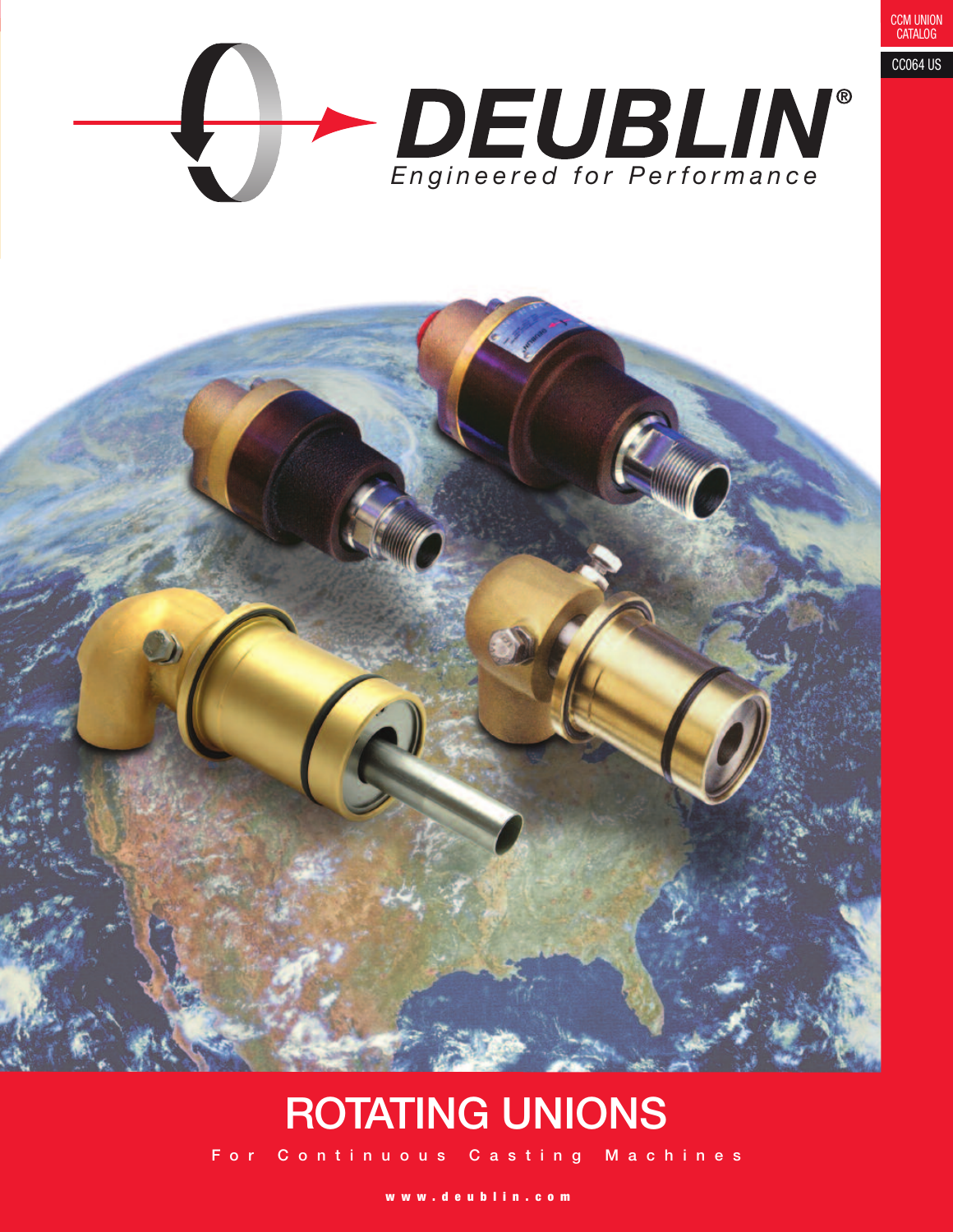CCM UNION CATALOG

CC064 US

# DEUBLIN®

*Engineered for Performance*

# ROTATING UNIONS

For Continuous Casting Machines

www.deublin.com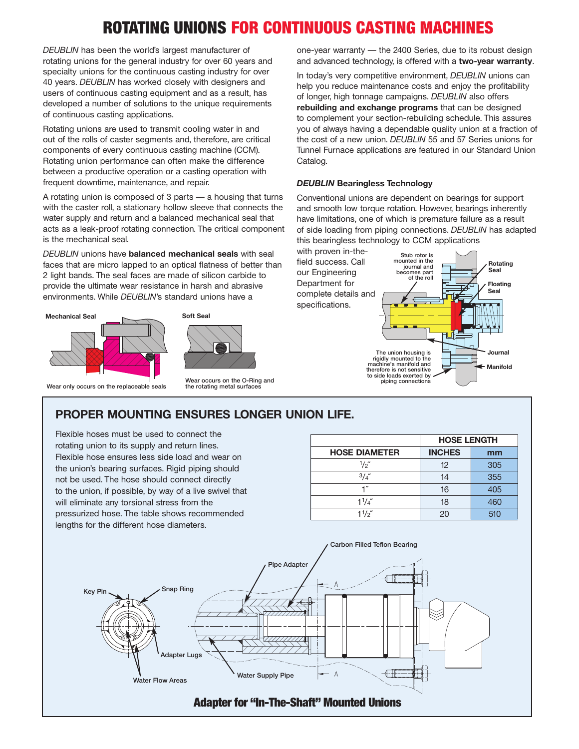# ROTATING UNIONS FOR CONTINUOUS CASTING MACHINES

*DEUBLIN* has been the world's largest manufacturer of rotating unions for the general industry for over 60 years and specialty unions for the continuous casting industry for over 40 years. *DEUBLIN* has worked closely with designers and users of continuous casting equipment and as a result, has developed a number of solutions to the unique requirements of continuous casting applications.

Rotating unions are used to transmit cooling water in and out of the rolls of caster segments and, therefore, are critical components of every continuous casting machine (CCM). Rotating union performance can often make the difference between a productive operation or a casting operation with frequent downtime, maintenance, and repair.

A rotating union is composed of 3 parts — a housing that turns with the caster roll, a stationary hollow sleeve that connects the water supply and return and a balanced mechanical seal that acts as a leak-proof rotating connection. The critical component is the mechanical seal.

*DEUBLIN* unions have **balanced mechanical seals** with seal faces that are micro lapped to an optical flatness of better than 2 light bands. The seal faces are made of silicon carbide to provide the ultimate wear resistance in harsh and abrasive environments. While *DEUBLIN*'s standard unions have a one-year warranty — the 2400 Series, due to its robust design and advanced technology, is offered with a **two-year warranty**.

Mechanical Seal

Wear only occurs on the replaceable seals

Soft Seal

Wear occurs on the O-Ring and the rotating metal surfaces

In today's very competitive environment, *DEUBLIN* unions can help you reduce maintenance costs and enjoy the profitability of longer, high tonnage campaigns. *DEUBLIN* also offers **rebuilding and exchange programs** that can be designed to complement your section-rebuilding schedule. This assures you of always having a dependable quality union at a fraction of the cost of a new union. *DEUBLIN* 55 and 57 Series unions for Tunnel Furnace applications are featured in our Standard Union Catalog.

### *DEUBLIN* Bearingless Technology

Conventional unions are dependent on bearings for support and smooth low torque rotation. However, bearings inherently have limitations, one of which is premature failure as a result of side loading from piping connections. *DEUBLIN* has adapted this bearingless technology to CCM applications with proven in-the-field success. Call our Engineering Department for complete details and specifications.

Stub rotor is mounted in the journal and becomes part of the roll

Rotating Seal

Floating Seal

Journal

Manifold

The union housing is rigidly mounted to the machine's manifold and therefore is not sensitive to side loads exerted by piping connections

## PROPER MOUNTING ENSURES LONGER UNION LIFE.

Flexible hoses must be used to connect the rotating union to its supply and return lines. Flexible hose ensures less side load and wear on the union's bearing surfaces. Rigid piping should not be used. The hose should connect directly to the union, if possible, by way of a live swivel that will eliminate any torsional stress from the pressurized hose. The table shows recommended lengths for the different hose diameters.

| | HOSE LENGTH | |
|---|---|---|
| HOSE DIAMETER | INCHES | mm |
| 1/2″ | 12 | 305 |
| 3/4″ | 14 | 355 |
| 1″ | 16 | 405 |
| 1 1/4″ | 18 | 460 |
| 1 1/2″ | 20 | 510 |

Key Pin

Snap Ring

Adapter Lugs

Water Flow Areas

Pipe Adapter

Carbon Filled Teflon Bearing

Water Supply Pipe

**Adapter for "In-The-Shaft" Mounted Unions**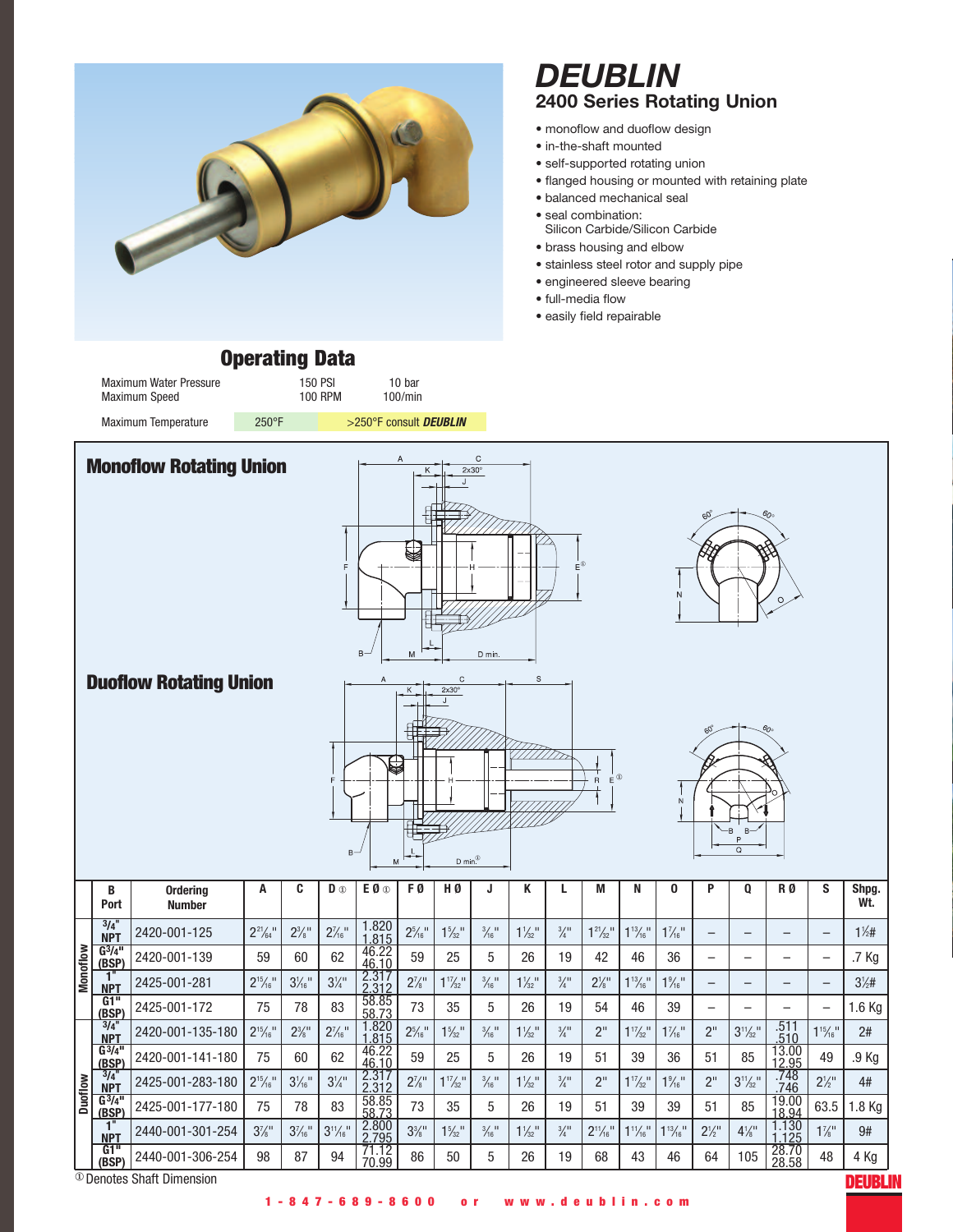# DEUBLIN

## 2400 Series Rotating Union

- monoflow and duoflow design
- in-the-shaft mounted
- self-supported rotating union
- flanged housing or mounted with retaining plate
- balanced mechanical seal
- seal combination:
  Silicon Carbide/Silicon Carbide
- brass housing and elbow
- stainless steel rotor and supply pipe
- engineered sleeve bearing
- full-media flow
- easily field repairable

## Operating Data

| | | |
|---|---|---|
| Maximum Water Pressure | 150 PSI | 10 bar |
| Maximum Speed | 100 RPM | 100/min |
| Maximum Temperature | 250°F | >250°F consult ***DEUBLIN*** |

## Monoflow Rotating Union

## Duoflow Rotating Union

| | B Port | Ordering Number | A | C | D ① | E Ø ① | F Ø | H Ø | J | K | L | M | N | O | P | Q | R Ø | S | Shpg. Wt. |
|---|---|---|---|---|---|---|---|---|---|---|---|---|---|---|---|---|---|---|---|
| Monoflow | 3/4" NPT | 2420-001-125 | 2 21/64" | 2 3/8" | 2 7/16" | 1.820 1.815 | 2 5/16" | 1 5/32" | 3/16" | 1 1/32" | 3/4" | 1 21/32" | 1 13/16" | 1 7/16" | – | – | – | – | 1 1/4# |
| | G3/4" (BSP) | 2420-001-139 | 59 | 60 | 62 | 46.22 46.10 | 59 | 25 | 5 | 26 | 19 | 42 | 46 | 36 | – | – | – | – | .7 Kg |
| | 1" NPT | 2425-001-281 | 2 15/16" | 3 1/16" | 3 1/4" | 2.317 2.312 | 2 7/8" | 1 17/32" | 3/16" | 1 1/32" | 3/4" | 2 1/8" | 1 13/16" | 1 9/16" | – | – | – | – | 3 1/2# |
| | G1" (BSP) | 2425-001-172 | 75 | 78 | 83 | 58.85 58.73 | 73 | 35 | 5 | 26 | 19 | 54 | 46 | 39 | – | – | – | – | 1.6 Kg |
| Duoflow | 3/4" NPT | 2420-001-135-180 | 2 15/16" | 2 3/8" | 2 7/16" | 1.820 1.815 | 2 5/16" | 1 5/32" | 3/16" | 1 1/32" | 3/4" | 2" | 1 17/32" | 1 7/16" | 2" | 3 11/32" | .511 .510 | 1 15/16" | 2# |
| | G3/4" (BSP) | 2420-001-141-180 | 75 | 60 | 62 | 46.22 46.10 | 59 | 25 | 5 | 26 | 19 | 51 | 39 | 36 | 51 | 85 | 13.00 12.95 | 49 | .9 Kg |
| | 3/4" NPT | 2425-001-283-180 | 2 15/16" | 3 1/16" | 3 1/4" | 2.317 2.312 | 2 7/8" | 1 17/32" | 3/16" | 1 1/32" | 3/4" | 2" | 1 17/32" | 1 9/16" | 2" | 3 11/32" | .748 .746 | 2 1/2" | 4# |
| | G3/4" (BSP) | 2425-001-177-180 | 75 | 78 | 83 | 58.85 58.73 | 73 | 35 | 5 | 26 | 19 | 51 | 39 | 39 | 51 | 85 | 19.00 18.94 | 63.5 | 1.8 Kg |
| | 1" NPT | 2440-001-301-254 | 3 7/8" | 3 7/16" | 3 11/16" | 2.800 2.795 | 3 3/8" | 1 5/32" | 3/16" | 1 1/32" | 3/4" | 2 11/16" | 1 11/16" | 1 13/16" | 2 1/2" | 4 1/8" | 1.130 1.125 | 1 7/8" | 9# |
| | G1" (BSP) | 2440-001-306-254 | 98 | 87 | 94 | 71.12 70.99 | 86 | 50 | 5 | 26 | 19 | 68 | 43 | 46 | 64 | 105 | 28.70 28.58 | 48 | 4 Kg |

① Denotes Shaft Dimension

1-847-689-8600 or www.deublin.com

DEUBLIN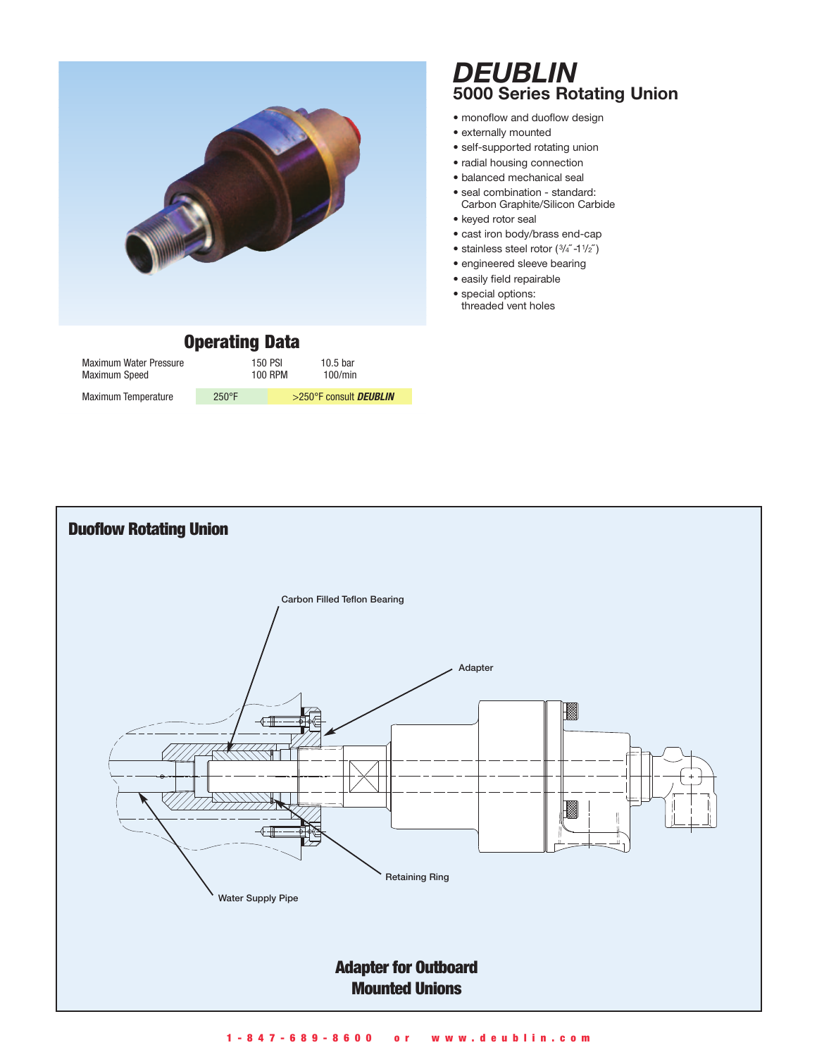# *DEUBLIN*

## 5000 Series Rotating Union

- monoflow and duoflow design
- externally mounted
- self-supported rotating union
- radial housing connection
- balanced mechanical seal
- seal combination - standard: Carbon Graphite/Silicon Carbide
- keyed rotor seal
- cast iron body/brass end-cap
- stainless steel rotor (3/4˝-1 1/2˝)
- engineered sleeve bearing
- easily field repairable
- special options: threaded vent holes

## Operating Data

| | | |
|---|---|---|
| Maximum Water Pressure | 150 PSI | 10.5 bar |
| Maximum Speed | 100 RPM | 100/min |
| Maximum Temperature | 250°F | >250°F consult ***DEUBLIN*** |

## Duoflow Rotating Union

Carbon Filled Teflon Bearing

Adapter

Retaining Ring

Water Supply Pipe

**Adapter for Outboard Mounted Unions**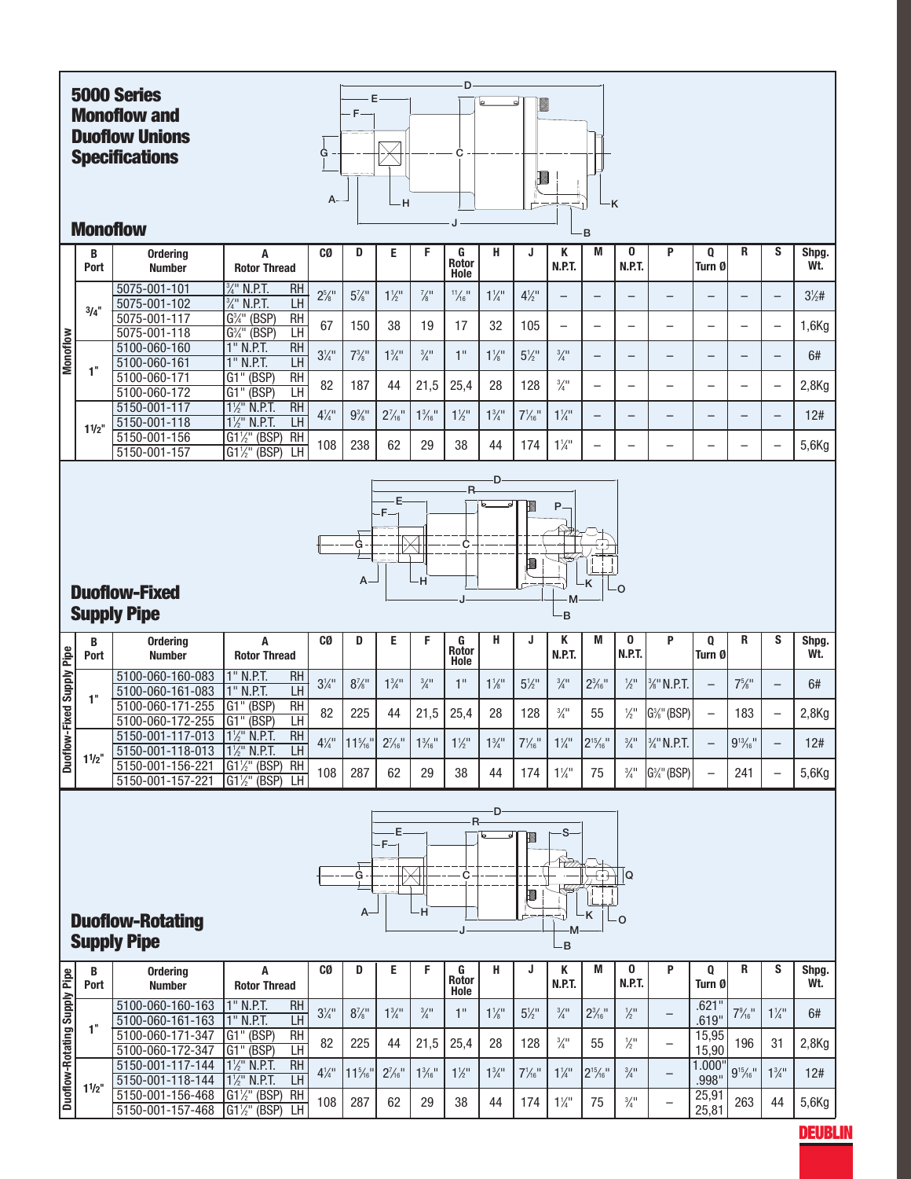# 5000 Series Monoflow and Duoflow Unions Specifications

## Monoflow

| | B Port | Ordering Number | A Rotor Thread | | CØ | D | E | F | G Rotor Hole | H | J | K N.P.T. | M | O N.P.T. | P | Q Turn Ø | R | S | Shpg. Wt. |
|---|---|---|---|---|---|---|---|---|---|---|---|---|---|---|---|---|---|---|---|
| Monoflow | 3/4" | 5075-001-101 | ¾" N.P.T. | RH | 2⅝" | 5⅞" | 1½" | ⅞" | 11/16" | 1¼" | 4½" | – | – | – | – | – | – | – | 3½# |
| | | 5075-001-102 | ¾" N.P.T. | LH | | | | | | | | | | | | | | | |
| | | 5075-001-117 | G¾" (BSP) | RH | 67 | 150 | 38 | 19 | 17 | 32 | 105 | – | – | – | – | – | – | – | 1,6Kg |
| | | 5075-001-118 | G¾" (BSP) | LH | | | | | | | | | | | | | | | |
| | 1" | 5100-060-160 | 1" N.P.T. | RH | 3¼" | 7⅜" | 1¾" | ¾" | 1" | 1⅛" | 5½" | ¾" | – | – | – | – | – | – | 6# |
| | | 5100-060-161 | 1" N.P.T. | LH | | | | | | | | | | | | | | | |
| | | 5100-060-171 | G1" (BSP) | RH | 82 | 187 | 44 | 21,5 | 25,4 | 28 | 128 | ¾" | – | – | – | – | – | – | 2,8Kg |
| | | 5100-060-172 | G1" (BSP) | LH | | | | | | | | | | | | | | | |
| | 1½" | 5150-001-117 | 1½" N.P.T. | RH | 4¼" | 9⅜" | 2 7/16" | 1 3/16" | 1½" | 1¾" | 6 7/16" | 1¼" | – | – | – | – | – | – | 12# |
| | | 5150-001-118 | 1½" N.P.T. | LH | | | | | | | | | | | | | | | |
| | | 5150-001-156 | G1½" (BSP) | RH | 108 | 238 | 62 | 29 | 38 | 44 | 174 | 1¼" | – | – | – | – | – | – | 5,6Kg |
| | | 5150-001-157 | G1½" (BSP) | LH | | | | | | | | | | | | | | | |

## Duoflow-Fixed Supply Pipe

| | B Port | Ordering Number | A Rotor Thread | | CØ | D | E | F | G Rotor Hole | H | J | K N.P.T. | M | O N.P.T. | P | Q Turn Ø | R | S | Shpg. Wt. |
|---|---|---|---|---|---|---|---|---|---|---|---|---|---|---|---|---|---|---|---|
| Duoflow-Fixed Supply Pipe | 1" | 5100-060-160-083 | 1" N.P.T. | RH | 3¼" | 8⅞" | 1¾" | ¾" | 1" | 1⅛" | 5½" | ¾" | 2 3/16" | ½" | ⅜" N.P.T. | – | 7⅝" | – | 6# |
| | | 5100-060-161-083 | 1" N.P.T. | LH | | | | | | | | | | | | | | | |
| | | 5100-060-171-255 | G1" (BSP) | RH | 82 | 225 | 44 | 21,5 | 25,4 | 28 | 128 | ¾" | 55 | ½" | G⅜" (BSP) | – | 183 | – | 2,8Kg |
| | | 5100-060-172-255 | G1" (BSP) | LH | | | | | | | | | | | | | | | |
| | 1½" | 5150-001-117-013 | 1½" N.P.T. | RH | 4¼" | 11 5/16" | 2 7/16" | 1 3/16" | 1½" | 1¾" | 6 7/16" | 1¼" | 2 15/16" | ¾" | ¾" N.P.T. | – | 9 13/16" | – | 12# |
| | | 5150-001-118-013 | 1½" N.P.T. | LH | | | | | | | | | | | | | | | |
| | | 5150-001-156-221 | G1½" (BSP) | RH | 108 | 287 | 62 | 29 | 38 | 44 | 174 | 1¼" | 75 | ¾" | G¾" (BSP) | – | 241 | – | 5,6Kg |
| | | 5150-001-157-221 | G1½" (BSP) | LH | | | | | | | | | | | | | | | |

## Duoflow-Rotating Supply Pipe

| | B Port | Ordering Number | A Rotor Thread | | CØ | D | E | F | G Rotor Hole | H | J | K N.P.T. | M | O N.P.T. | P | Q Turn Ø | R | S | Shpg. Wt. |
|---|---|---|---|---|---|---|---|---|---|---|---|---|---|---|---|---|---|---|---|
| Duoflow-Rotating Supply Pipe | 1" | 5100-060-160-163 | 1" N.P.T. | RH | 3¼" | 8⅞" | 1¾" | ¾" | 1" | 1⅛" | 5½" | ¾" | 2 3/16" | ½" | – | .621" .619" | 7 9/16" | 1¼" | 6# |
| | | 5100-060-161-163 | 1" N.P.T. | LH | | | | | | | | | | | | | | | |
| | | 5100-060-171-347 | G1" (BSP) | RH | 82 | 225 | 44 | 21,5 | 25,4 | 28 | 128 | ¾" | 55 | ½" | – | 15,95 15,90 | 196 | 31 | 2,8Kg |
| | | 5100-060-172-347 | G1" (BSP) | LH | | | | | | | | | | | | | | | |
| | 1½" | 5150-001-117-144 | 1½" N.P.T. | RH | 4¼" | 11 5/16" | 2 7/16" | 1 3/16" | 1½" | 1¾" | 6 7/16" | 1¼" | 2 15/16" | ¾" | – | 1.000" .998" | 9 15/16" | 1¾" | 12# |
| | | 5150-001-118-144 | 1½" N.P.T. | LH | | | | | | | | | | | | | | | |
| | | 5150-001-156-468 | G1½" (BSP) | RH | 108 | 287 | 62 | 29 | 38 | 44 | 174 | 1¼" | 75 | ¾" | – | 25,91 25,81 | 263 | 44 | 5,6Kg |
| | | 5150-001-157-468 | G1½" (BSP) | LH | | | | | | | | | | | | | | | |

DEUBLIN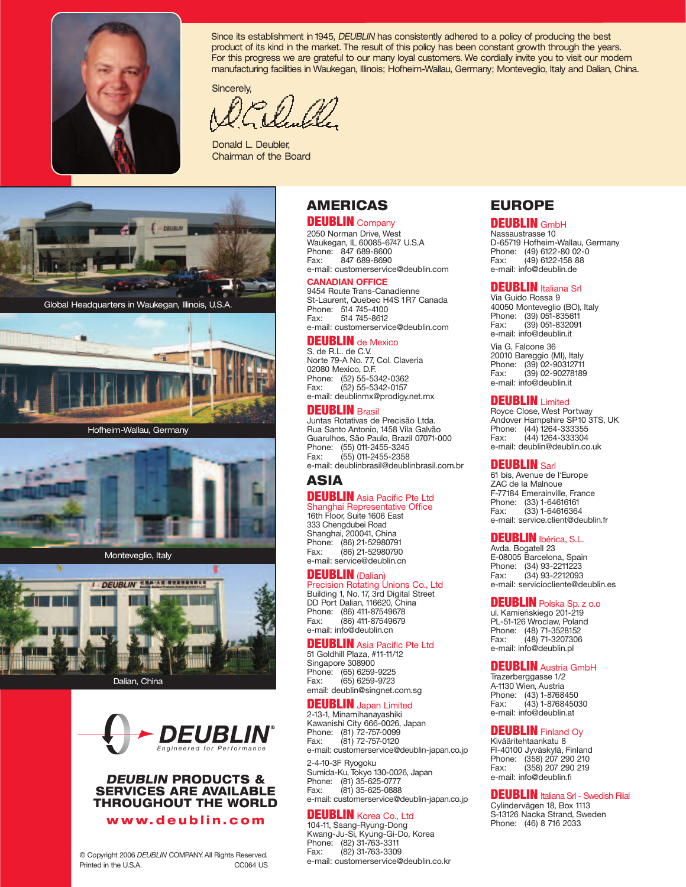Since its establishment in 1945, *DEUBLIN* has consistently adhered to a policy of producing the best product of its kind in the market. The result of this policy has been constant growth through the years. For this progress we are grateful to our many loyal customers. We cordially invite you to visit our modern manufacturing facilities in Waukegan, Illinois; Hofheim-Wallau, Germany; Monteveglio, Italy and Dalian, China.

Sincerely,

Donald L. Deubler,
Chairman of the Board

Global Headquarters in Waukegan, Illinois, U.S.A.

Hofheim-Wallau, Germany

Monteveglio, Italy

Dalian, China

**DEUBLIN®**
*Engineered for Performance*

***DEUBLIN* PRODUCTS & SERVICES ARE AVAILABLE THROUGHOUT THE WORLD**

**www.deublin.com**

© Copyright 2006 *DEUBLIN* COMPANY. All Rights Reserved.
Printed in the U.S.A. CC064 US

## AMERICAS

**DEUBLIN Company**
2050 Norman Drive, West
Waukegan, IL 60085-6747 U.S.A
Phone: 847 689-8600
Fax: 847 689-8690
e-mail: customerservice@deublin.com

**CANADIAN OFFICE**
9454 Route Trans-Canadienne
St-Laurent, Quebec H4S 1R7 Canada
Phone: 514 745-4100
Fax: 514 745-8612
e-mail: customerservice@deublin.com

**DEUBLIN de Mexico**
S. de R.L. de C.V.
Norte 79-A No. 77, Col. Claveria
02080 Mexico, D.F.
Phone: (52) 55-5342-0362
Fax: (52) 55-5342-0157
e-mail: deublinmx@prodigy.net.mx

**DEUBLIN Brasil**
Juntas Rotativas de Precisão Ltda.
Rua Santo Antonio, 1458 Vila Galvão
Guarulhos, São Paulo, Brazil 07071-000
Phone: (55) 011-2455-3245
Fax: (55) 011-2455-2358
e-mail: deublinbrasil@deublinbrasil.com.br

## ASIA

**DEUBLIN Asia Pacific Pte Ltd**
**Shanghai Representative Office**
16th Floor, Suite 1606 East
333 Chengdubei Road
Shanghai, 200041, China
Phone: (86) 21-52980791
Fax: (86) 21-52980790
e-mail: service@deublin.cn

**DEUBLIN (Dalian)**
**Precision Rotating Unions Co., Ltd**
Building 1, No. 17, 3rd Digital Street
DD Port Dalian, 116620, China
Phone: (86) 411-87549678
Fax: (86) 411-87549679
e-mail: info@deublin.cn

**DEUBLIN Asia Pacific Pte Ltd**
51 Goldhill Plaza, #11-11/12
Singapore 308900
Phone: (65) 6259-9225
Fax: (65) 6259-9723
email: deublin@singnet.com.sg

**DEUBLIN Japan Limited**
2-13-1, Minamihanayashiki
Kawanishi City 666-0026, Japan
Phone: (81) 72-757-0099
Fax: (81) 72-757-0120
e-mail: customerservice@deublin-japan.co.jp

2-4-10-3F Ryogoku
Sumida-Ku, Tokyo 130-0026, Japan
Phone: (81) 35-625-0777
Fax: (81) 35-625-0888
e-mail: customerservice@deublin-japan.co.jp

**DEUBLIN Korea Co., Ltd**
104-11, Ssang-Ryung-Dong
Kwang-Ju-Si, Kyung-Gi-Do, Korea
Phone: (82) 31-763-3311
Fax: (82) 31-763-3309
e-mail: customerservice@deublin.co.kr

## EUROPE

**DEUBLIN GmbH**
Nassaustrasse 10
D-65719 Hofheim-Wallau, Germany
Phone: (49) 6122-80 02-0
Fax: (49) 6122-158 88
e-mail: info@deublin.de

**DEUBLIN Italiana Srl**
Via Guido Rossa 9
40050 Monteveglio (BO), Italy
Phone: (39) 051-835611
Fax: (39) 051-832091
e-mail: info@deublin.it

Via G. Falcone 36
20010 Bareggio (MI), Italy
Phone: (39) 02-90312711
Fax: (39) 02-90278189
e-mail: info@deublin.it

**DEUBLIN Limited**
Royce Close, West Portway
Andover Hampshire SP10 3TS, UK
Phone: (44) 1264-333355
Fax: (44) 1264-333304
e-mail: deublin@deublin.co.uk

**DEUBLIN Sarl**
61 bis, Avenue de l'Europe
ZAC de la Malnoue
F-77184 Emerainville, France
Phone: (33) 1-64616161
Fax: (33) 1-64616364
e-mail: service.client@deublin.fr

**DEUBLIN Ibérica, S.L.**
Avda. Bogatell 23
E-08005 Barcelona, Spain
Phone: (34) 93-2211223
Fax: (34) 93-2212093
e-mail: serviciocliente@deublin.es

**DEUBLIN Polska Sp. z o.o**
ul. Kamieńskiego 201-219
PL-51-126 Wroclaw, Poland
Phone: (48) 71-3528152
Fax: (48) 71-3207306
e-mail: info@deublin.pl

**DEUBLIN Austria GmbH**
Trazerberggasse 1/2
A-1130 Wien, Austria
Phone: (43) 1-8768450
Fax: (43) 1-876845030
e-mail: info@deublin.at

**DEUBLIN Finland Oy**
Kiväärintehtaankatu 8
FI-40100 Jyväskylä, Finland
Phone: (358) 207 290 210
Fax: (358) 207 290 219
e-mail: info@deublin.fi

**DEUBLIN Italiana Srl - Swedish Filial**
Cylindervägen 18, Box 1113
S-13126 Nacka Strand, Sweden
Phone: (46) 8 716 2033